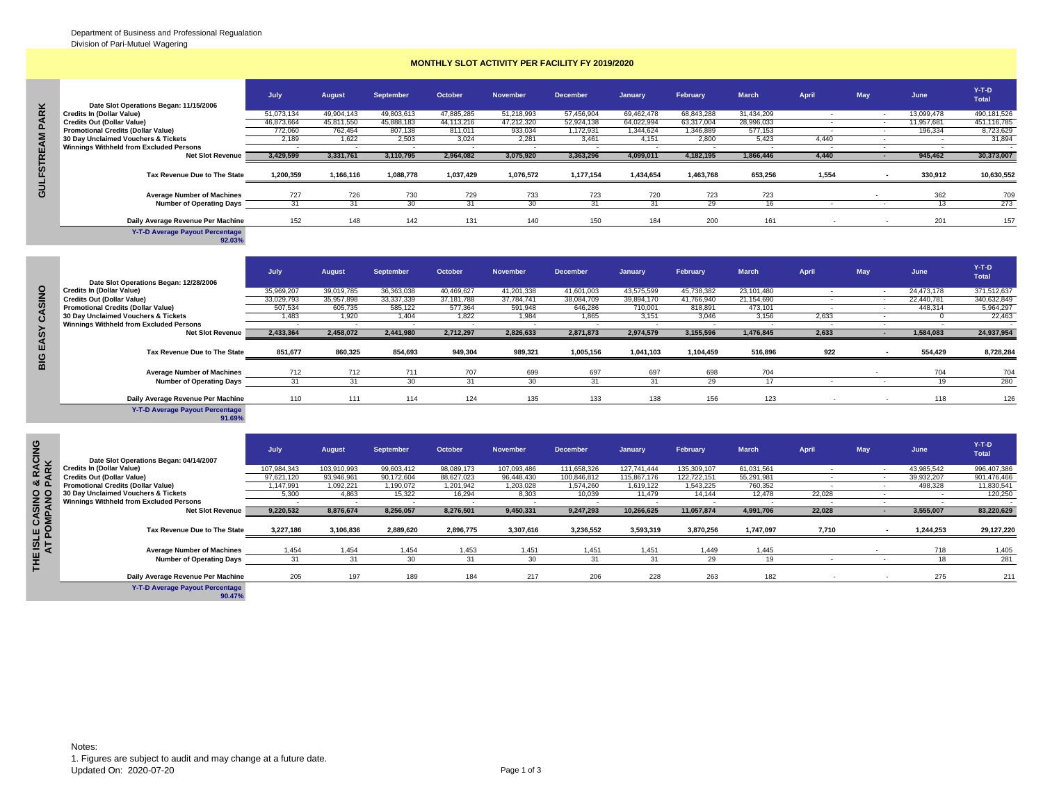Department of Business and Professional Regualation
Division of Pari-Mutuel Wagering

# MONTHLY SLOT ACTIVITY PER FACILITY FY 2019/2020

## GULFSTREAM PARK

| Date Slot Operations Began: 11/15/2006 | July | August | September | October | November | December | January | February | March | April | May | June | Y-T-D Total |
|---|---|---|---|---|---|---|---|---|---|---|---|---|---|
| Credits In (Dollar Value) | 51,073,134 | 49,904,143 | 49,803,613 | 47,885,285 | 51,218,993 | 57,456,904 | 69,462,478 | 68,843,288 | 31,434,209 | - | - | 13,099,478 | 490,181,526 |
| Credits Out (Dollar Value) | 46,873,664 | 45,811,550 | 45,888,183 | 44,113,216 | 47,212,320 | 52,924,138 | 64,022,994 | 63,317,004 | 28,996,033 | - | - | 11,957,681 | 451,116,785 |
| Promotional Credits (Dollar Value) | 772,060 | 762,454 | 807,138 | 811,011 | 933,034 | 1,172,931 | 1,344,624 | 1,346,889 | 577,153 | - | - | 196,334 | 8,723,629 |
| 30 Day Unclaimed Vouchers & Tickets | 2,189 | 1,622 | 2,503 | 3,024 | 2,281 | 3,461 | 4,151 | 2,800 | 5,423 | 4,440 | - | - | 31,894 |
| Winnings Withheld from Excluded Persons | - | - | - | - | - | - | - | - | - | - | - | - | - |
| **Net Slot Revenue** | **3,429,599** | **3,331,761** | **3,110,795** | **2,964,082** | **3,075,920** | **3,363,296** | **4,099,011** | **4,182,195** | **1,866,446** | **4,440** | **-** | **945,462** | **30,373,007** |
| **Tax Revenue Due to The State** | **1,200,359** | **1,166,116** | **1,088,778** | **1,037,429** | **1,076,572** | **1,177,154** | **1,434,654** | **1,463,768** | **653,256** | **1,554** | **-** | **330,912** | **10,630,552** |
| Average Number of Machines | 727 | 726 | 730 | 729 | 733 | 723 | 720 | 723 | 723 | | - | 362 | 709 |
| Number of Operating Days | 31 | 31 | 30 | 31 | 30 | 31 | 31 | 29 | 16 | - | - | 13 | 273 |
| Daily Average Revenue Per Machine | 152 | 148 | 142 | 131 | 140 | 150 | 184 | 200 | 161 | - | - | 201 | 157 |
| Y-T-D Average Payout Percentage 92.03% | | | | | | | | | | | | | |

## BIG EASY CASINO

| Date Slot Operations Began: 12/28/2006 | July | August | September | October | November | December | January | February | March | April | May | June | Y-T-D Total |
|---|---|---|---|---|---|---|---|---|---|---|---|---|---|
| Credits In (Dollar Value) | 35,969,207 | 39,019,785 | 36,363,038 | 40,469,627 | 41,201,338 | 41,601,003 | 43,575,599 | 45,738,382 | 23,101,480 | - | - | 24,473,178 | 371,512,637 |
| Credits Out (Dollar Value) | 33,029,793 | 35,957,898 | 33,337,339 | 37,181,788 | 37,784,741 | 38,084,709 | 39,894,170 | 41,766,940 | 21,154,690 | - | - | 22,440,781 | 340,632,849 |
| Promotional Credits (Dollar Value) | 507,534 | 605,735 | 585,122 | 577,364 | 591,948 | 646,286 | 710,001 | 818,891 | 473,101 | - | - | 448,314 | 5,964,297 |
| 30 Day Unclaimed Vouchers & Tickets | 1,483 | 1,920 | 1,404 | 1,822 | 1,984 | 1,865 | 3,151 | 3,046 | 3,156 | 2,633 | - | 0 | 22,463 |
| Winnings Withheld from Excluded Persons | - | - | - | - | - | - | - | - | - | - | - | - | - |
| **Net Slot Revenue** | **2,433,364** | **2,458,072** | **2,441,980** | **2,712,297** | **2,826,633** | **2,871,873** | **2,974,579** | **3,155,596** | **1,476,845** | **2,633** | **-** | **1,584,083** | **24,937,954** |
| **Tax Revenue Due to The State** | **851,677** | **860,325** | **854,693** | **949,304** | **989,321** | **1,005,156** | **1,041,103** | **1,104,459** | **516,896** | **922** | **-** | **554,429** | **8,728,284** |
| Average Number of Machines | 712 | 712 | 711 | 707 | 699 | 697 | 697 | 698 | 704 | | - | 704 | 704 |
| Number of Operating Days | 31 | 31 | 30 | 31 | 30 | 31 | 31 | 29 | 17 | - | - | 19 | 280 |
| Daily Average Revenue Per Machine | 110 | 111 | 114 | 124 | 135 | 133 | 138 | 156 | 123 | - | - | 118 | 126 |
| Y-T-D Average Payout Percentage 91.69% | | | | | | | | | | | | | |

## THE ISLE CASINO & RACING AT POMPANO PARK

| Date Slot Operations Began: 04/14/2007 | July | August | September | October | November | December | January | February | March | April | May | June | Y-T-D Total |
|---|---|---|---|---|---|---|---|---|---|---|---|---|---|
| Credits In (Dollar Value) | 107,984,343 | 103,910,993 | 99,603,412 | 98,089,173 | 107,093,486 | 111,658,326 | 127,741,444 | 135,309,107 | 61,031,561 | - | - | 43,985,542 | 996,407,386 |
| Credits Out (Dollar Value) | 97,621,120 | 93,946,961 | 90,172,604 | 88,627,023 | 96,448,430 | 100,846,812 | 115,867,176 | 122,722,151 | 55,291,981 | - | - | 39,932,207 | 901,476,466 |
| Promotional Credits (Dollar Value) | 1,147,991 | 1,092,221 | 1,190,072 | 1,201,942 | 1,203,028 | 1,574,260 | 1,619,122 | 1,543,225 | 760,352 | - | - | 498,328 | 11,830,541 |
| 30 Day Unclaimed Vouchers & Tickets | 5,300 | 4,863 | 15,322 | 16,294 | 8,303 | 10,039 | 11,479 | 14,144 | 12,478 | 22,028 | - | - | 120,250 |
| Winnings Withheld from Excluded Persons | - | - | - | - | - | - | - | - | - | - | - | - | - |
| **Net Slot Revenue** | **9,220,532** | **8,876,674** | **8,256,057** | **8,276,501** | **9,450,331** | **9,247,293** | **10,266,625** | **11,057,874** | **4,991,706** | **22,028** | **-** | **3,555,007** | **83,220,629** |
| **Tax Revenue Due to The State** | **3,227,186** | **3,106,836** | **2,889,620** | **2,896,775** | **3,307,616** | **3,236,552** | **3,593,319** | **3,870,256** | **1,747,097** | **7,710** | **-** | **1,244,253** | **29,127,220** |
| Average Number of Machines | 1,454 | 1,454 | 1,454 | 1,453 | 1,451 | 1,451 | 1,451 | 1,449 | 1,445 | | - | 718 | 1,405 |
| Number of Operating Days | 31 | 31 | 30 | 31 | 30 | 31 | 31 | 29 | 19 | - | - | 18 | 281 |
| Daily Average Revenue Per Machine | 205 | 197 | 189 | 184 | 217 | 206 | 228 | 263 | 182 | - | - | 275 | 211 |
| Y-T-D Average Payout Percentage 90.47% | | | | | | | | | | | | | |

Notes:
1. Figures are subject to audit and may change at a future date.
Updated On: 2020-07-20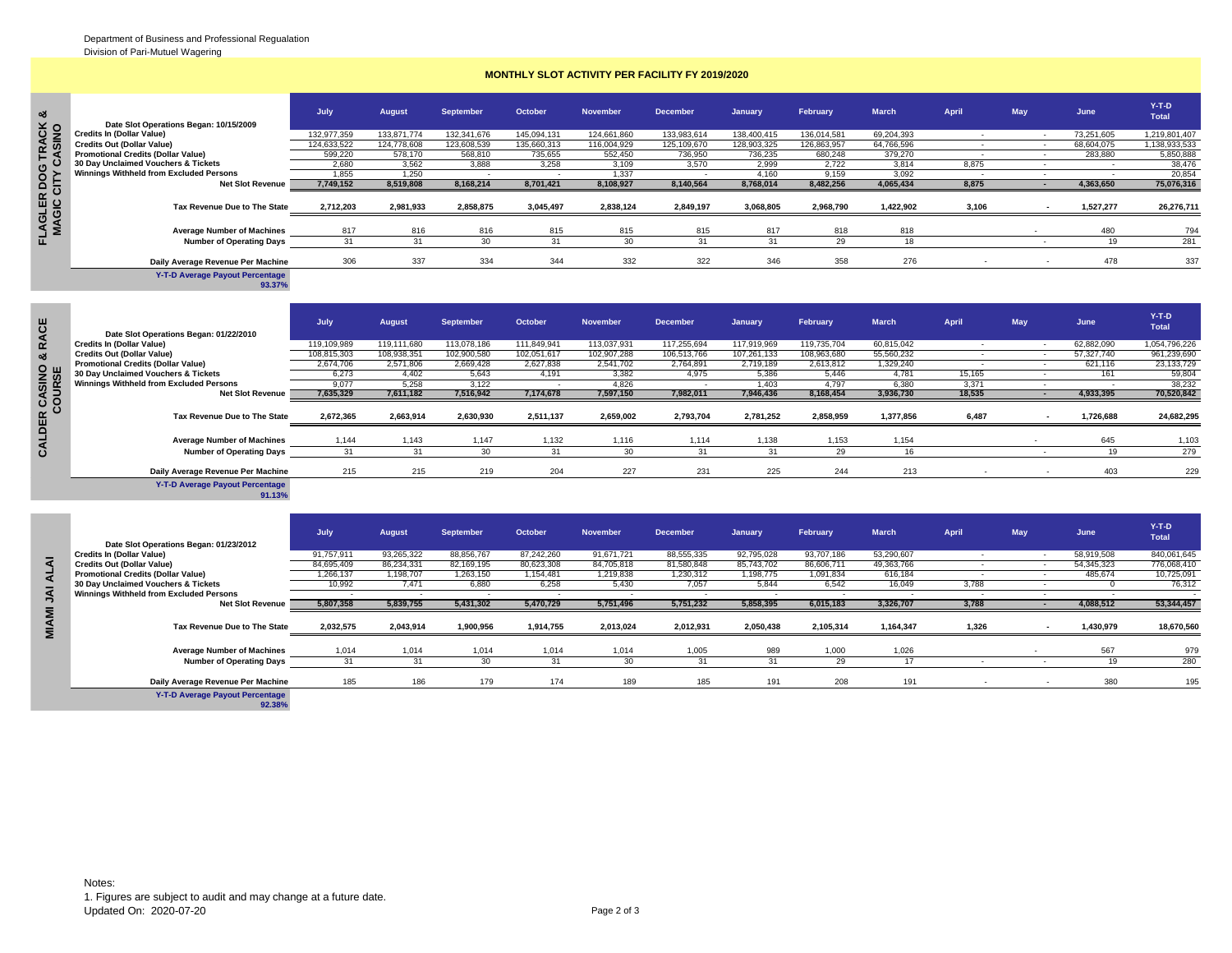Department of Business and Professional Regualation
Division of Pari-Mutuel Wagering

## MONTHLY SLOT ACTIVITY PER FACILITY FY 2019/2020

### FLAGLER DOG TRACK & MAGIC CITY CASINO

| Date Slot Operations Began: 10/15/2009 | July | August | September | October | November | December | January | February | March | April | May | June | Y-T-D Total |
|---|---|---|---|---|---|---|---|---|---|---|---|---|---|
| Credits In (Dollar Value) | 132,977,359 | 133,871,774 | 132,341,676 | 145,094,131 | 124,661,860 | 133,983,614 | 138,400,415 | 136,014,581 | 69,204,393 | - | - | 73,251,605 | 1,219,801,407 |
| Credits Out (Dollar Value) | 124,633,522 | 124,778,608 | 123,608,539 | 135,660,313 | 116,004,929 | 125,109,670 | 128,903,325 | 126,863,957 | 64,766,596 | - | - | 68,604,075 | 1,138,933,533 |
| Promotional Credits (Dollar Value) | 599,220 | 578,170 | 568,810 | 735,655 | 552,450 | 736,950 | 736,235 | 680,248 | 379,270 | - | - | 283,880 | 5,850,888 |
| 30 Day Unclaimed Vouchers & Tickets | 2,680 | 3,562 | 3,888 | 3,258 | 3,109 | 3,570 | 2,999 | 2,722 | 3,814 | 8,875 | - | - | 38,476 |
| Winnings Withheld from Excluded Persons | 1,855 | 1,250 | - | - | 1,337 | - | 4,160 | 9,159 | 3,092 | - | - | - | 20,854 |
| **Net Slot Revenue** | **7,749,152** | **8,519,808** | **8,168,214** | **8,701,421** | **8,108,927** | **8,140,564** | **8,768,014** | **8,482,256** | **4,065,434** | **8,875** | **-** | **4,363,650** | **75,076,316** |
| **Tax Revenue Due to The State** | **2,712,203** | **2,981,933** | **2,858,875** | **3,045,497** | **2,838,124** | **2,849,197** | **3,068,805** | **2,968,790** | **1,422,902** | **3,106** | **-** | **1,527,277** | **26,276,711** |
| **Average Number of Machines** | 817 | 816 | 816 | 815 | 815 | 815 | 817 | 818 | 818 | | - | 480 | 794 |
| **Number of Operating Days** | 31 | 31 | 30 | 31 | 30 | 31 | 31 | 29 | 18 | | - | 19 | 281 |
| **Daily Average Revenue Per Machine** | 306 | 337 | 334 | 344 | 332 | 322 | 346 | 358 | 276 | - | - | 478 | 337 |

**Y-T-D Average Payout Percentage** 93.37%

### CALDER CASINO & RACE COURSE

| Date Slot Operations Began: 01/22/2010 | July | August | September | October | November | December | January | February | March | April | May | June | Y-T-D Total |
|---|---|---|---|---|---|---|---|---|---|---|---|---|---|
| Credits In (Dollar Value) | 119,109,989 | 119,111,680 | 113,078,186 | 111,849,941 | 113,037,931 | 117,255,694 | 117,919,969 | 119,735,704 | 60,815,042 | - | - | 62,882,090 | 1,054,796,226 |
| Credits Out (Dollar Value) | 108,815,303 | 108,938,351 | 102,900,580 | 102,051,617 | 102,907,288 | 106,513,766 | 107,261,133 | 108,963,680 | 55,560,232 | - | - | 57,327,740 | 961,239,690 |
| Promotional Credits (Dollar Value) | 2,674,706 | 2,571,806 | 2,669,428 | 2,627,838 | 2,541,702 | 2,764,891 | 2,719,189 | 2,613,812 | 1,329,240 | - | - | 621,116 | 23,133,729 |
| 30 Day Unclaimed Vouchers & Tickets | 6,273 | 4,402 | 5,643 | 4,191 | 3,382 | 4,975 | 5,386 | 5,446 | 4,781 | 15,165 | - | 161 | 59,804 |
| Winnings Withheld from Excluded Persons | 9,077 | 5,258 | 3,122 | - | 4,826 | - | 1,403 | 4,797 | 6,380 | 3,371 | - | - | 38,232 |
| **Net Slot Revenue** | **7,635,329** | **7,611,182** | **7,516,942** | **7,174,678** | **7,597,150** | **7,982,011** | **7,946,436** | **8,168,454** | **3,936,730** | **18,535** | **-** | **4,933,395** | **70,520,842** |
| **Tax Revenue Due to The State** | **2,672,365** | **2,663,914** | **2,630,930** | **2,511,137** | **2,659,002** | **2,793,704** | **2,781,252** | **2,858,959** | **1,377,856** | **6,487** | **-** | **1,726,688** | **24,682,295** |
| **Average Number of Machines** | 1,144 | 1,143 | 1,147 | 1,132 | 1,116 | 1,114 | 1,138 | 1,153 | 1,154 | | - | 645 | 1,103 |
| **Number of Operating Days** | 31 | 31 | 30 | 31 | 30 | 31 | 31 | 29 | 16 | | - | 19 | 279 |
| **Daily Average Revenue Per Machine** | 215 | 215 | 219 | 204 | 227 | 231 | 225 | 244 | 213 | - | - | 403 | 229 |

**Y-T-D Average Payout Percentage** 91.13%

### MIAMI JAI ALAI

| Date Slot Operations Began: 01/23/2012 | July | August | September | October | November | December | January | February | March | April | May | June | Y-T-D Total |
|---|---|---|---|---|---|---|---|---|---|---|---|---|---|
| Credits In (Dollar Value) | 91,757,911 | 93,265,322 | 88,856,767 | 87,242,260 | 91,671,721 | 88,555,335 | 92,795,028 | 93,707,186 | 53,290,607 | - | - | 58,919,508 | 840,061,645 |
| Credits Out (Dollar Value) | 84,695,409 | 86,234,331 | 82,169,195 | 80,623,308 | 84,705,818 | 81,580,848 | 85,743,702 | 86,606,711 | 49,363,766 | - | - | 54,345,323 | 776,068,410 |
| Promotional Credits (Dollar Value) | 1,266,137 | 1,198,707 | 1,263,150 | 1,154,481 | 1,219,838 | 1,230,312 | 1,198,775 | 1,091,834 | 616,184 | - | - | 485,674 | 10,725,091 |
| 30 Day Unclaimed Vouchers & Tickets | 10,992 | 7,471 | 6,880 | 6,258 | 5,430 | 7,057 | 5,844 | 6,542 | 16,049 | 3,788 | - | 0 | 76,312 |
| Winnings Withheld from Excluded Persons | - | - | - | - | - | - | - | - | - | - | - | - | - |
| **Net Slot Revenue** | **5,807,358** | **5,839,755** | **5,431,302** | **5,470,729** | **5,751,496** | **5,751,232** | **5,858,395** | **6,015,183** | **3,326,707** | **3,788** | **-** | **4,088,512** | **53,344,457** |
| **Tax Revenue Due to The State** | **2,032,575** | **2,043,914** | **1,900,956** | **1,914,755** | **2,013,024** | **2,012,931** | **2,050,438** | **2,105,314** | **1,164,347** | **1,326** | **-** | **1,430,979** | **18,670,560** |
| **Average Number of Machines** | 1,014 | 1,014 | 1,014 | 1,014 | 1,014 | 1,005 | 989 | 1,000 | 1,026 | | - | 567 | 979 |
| **Number of Operating Days** | 31 | 31 | 30 | 31 | 30 | 31 | 31 | 29 | 17 | - | - | 19 | 280 |
| **Daily Average Revenue Per Machine** | 185 | 186 | 179 | 174 | 189 | 185 | 191 | 208 | 191 | - | - | 380 | 195 |

**Y-T-D Average Payout Percentage** 92.38%

Notes:
1. Figures are subject to audit and may change at a future date.
Updated On: 2020-07-20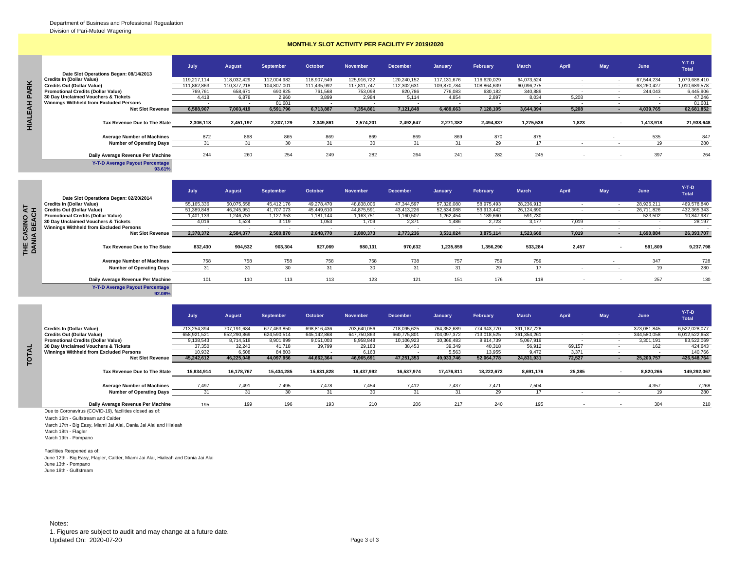Department of Business and Professional Regualation
Division of Pari-Mutuel Wagering

## MONTHLY SLOT ACTIVITY PER FACILITY FY 2019/2020

### HIALEAH PARK

| Date Slot Operations Began: 08/14/2013 | July | August | September | October | November | December | January | February | March | April | May | June | Y-T-D Total |
|---|---|---|---|---|---|---|---|---|---|---|---|---|---|
| Credits In (Dollar Value) | 119,217,114 | 118,032,429 | 112,004,982 | 118,907,549 | 125,916,722 | 120,240,152 | 117,131,676 | 116,620,029 | 64,073,524 | - | - | 67,544,234 | 1,079,688,410 |
| Credits Out (Dollar Value) | 111,862,863 | 110,377,218 | 104,807,001 | 111,435,992 | 117,811,747 | 112,302,631 | 109,870,784 | 108,864,639 | 60,096,275 | - | - | 63,260,427 | 1,010,689,578 |
| Promotional Credits (Dollar Value) | 769,761 | 658,671 | 690,825 | 761,568 | 753,098 | 820,786 | 776,083 | 630,182 | 340,889 | - | - | 244,043 | 6,445,906 |
| 30 Day Unclaimed Vouchers & Tickets | 4,418 | 6,878 | 2,960 | 3,899 | 2,984 | 5,114 | 4,854 | 2,897 | 8,034 | 5,208 | - | - | 47,246 |
| Winnings Withheld from Excluded Persons | - | - | 81,681 | - | - | - | - | - | - | - | - | - | 81,681 |
| **Net Slot Revenue** | **6,588,907** | **7,003,419** | **6,591,796** | **6,713,887** | **7,354,861** | **7,121,848** | **6,489,663** | **7,128,105** | **3,644,394** | **5,208** | **-** | **4,039,765** | **62,681,852** |
| **Tax Revenue Due to The State** | **2,306,118** | **2,451,197** | **2,307,129** | **2,349,861** | **2,574,201** | **2,492,647** | **2,271,382** | **2,494,837** | **1,275,538** | **1,823** | **-** | **1,413,918** | **21,938,648** |
| **Average Number of Machines** | 872 | 868 | 865 | 869 | 869 | 869 | 869 | 870 | 875 | | - | 535 | 847 |
| **Number of Operating Days** | 31 | 31 | 30 | 31 | 30 | 31 | 31 | 29 | 17 | - | - | 19 | 280 |
| **Daily Average Revenue Per Machine** | 244 | 260 | 254 | 249 | 282 | 264 | 241 | 282 | 245 | - | - | 397 | 264 |

Y-T-D Average Payout Percentage
93.61%

### THE CASINO AT DANIA BEACH

| Date Slot Operations Began: 02/20/2014 | July | August | September | October | November | December | January | February | March | April | May | June | Y-T-D Total |
|---|---|---|---|---|---|---|---|---|---|---|---|---|---|
| Credits In (Dollar Value) | 55,165,336 | 50,075,558 | 45,412,176 | 49,278,470 | 48,838,006 | 47,344,597 | 57,326,080 | 58,975,493 | 28,236,913 | - | - | 28,926,211 | 469,578,840 |
| Credits Out (Dollar Value) | 51,389,848 | 46,245,951 | 41,707,073 | 45,449,610 | 44,875,591 | 43,413,226 | 52,534,088 | 53,913,442 | 26,124,690 | - | - | 26,711,826 | 432,365,343 |
| Promotional Credits (Dollar Value) | 1,401,133 | 1,246,753 | 1,127,353 | 1,181,144 | 1,163,751 | 1,160,507 | 1,262,454 | 1,189,660 | 591,730 | - | - | 523,502 | 10,847,987 |
| 30 Day Unclaimed Vouchers & Tickets | 4,016 | 1,524 | 3,119 | 1,053 | 1,709 | 2,371 | 1,486 | 2,723 | 3,177 | 7,019 | - | - | 28,197 |
| Winnings Withheld from Excluded Persons | - | - | - | - | - | - | - | - | - | - | - | - | - |
| **Net Slot Revenue** | **2,378,372** | **2,584,377** | **2,580,870** | **2,648,770** | **2,800,373** | **2,773,236** | **3,531,024** | **3,875,114** | **1,523,669** | **7,019** | **-** | **1,690,884** | **26,393,707** |
| **Tax Revenue Due to The State** | **832,430** | **904,532** | **903,304** | **927,069** | **980,131** | **970,632** | **1,235,859** | **1,356,290** | **533,284** | **2,457** | **-** | **591,809** | **9,237,798** |
| **Average Number of Machines** | 758 | 758 | 758 | 758 | 758 | 738 | 757 | 759 | 759 | | - | 347 | 728 |
| **Number of Operating Days** | 31 | 31 | 30 | 31 | 30 | 31 | 31 | 29 | 17 | - | - | 19 | 280 |
| **Daily Average Revenue Per Machine** | 101 | 110 | 113 | 113 | 123 | 121 | 151 | 176 | 118 | - | - | 257 | 130 |

Y-T-D Average Payout Percentage
92.08%

### TOTAL

| | July | August | September | October | November | December | January | February | March | April | May | June | Y-T-D Total |
|---|---|---|---|---|---|---|---|---|---|---|---|---|---|
| Credits In (Dollar Value) | 713,254,394 | 707,191,684 | 677,463,850 | 698,816,436 | 703,640,056 | 718,095,625 | 764,352,689 | 774,943,770 | 391,187,728 | - | - | 373,081,845 | 6,522,028,077 |
| Credits Out (Dollar Value) | 658,921,521 | 652,290,869 | 624,590,514 | 645,142,868 | 647,750,863 | 660,775,801 | 704,097,372 | 713,018,525 | 361,354,261 | - | - | 344,580,058 | 6,012,522,653 |
| Promotional Credits (Dollar Value) | 9,138,543 | 8,714,518 | 8,901,899 | 9,051,003 | 8,958,848 | 10,106,923 | 10,366,483 | 9,914,739 | 5,067,919 | - | - | 3,301,191 | 83,522,069 |
| 30 Day Unclaimed Vouchers & Tickets | 37,350 | 32,243 | 41,718 | 39,799 | 29,183 | 38,453 | 39,349 | 40,318 | 56,912 | 69,157 | - | 162 | 424,643 |
| Winnings Withheld from Excluded Persons | 10,932 | 6,508 | 84,803 | - | 6,163 | - | 5,563 | 13,955 | 9,472 | 3,371 | - | - | 140,766 |
| **Net Slot Revenue** | **45,242,612** | **46,225,048** | **44,097,956** | **44,662,364** | **46,965,691** | **47,251,353** | **49,933,746** | **52,064,778** | **24,831,931** | **72,527** | **-** | **25,200,757** | **426,548,764** |
| **Tax Revenue Due to The State** | **15,834,914** | **16,178,767** | **15,434,285** | **15,631,828** | **16,437,992** | **16,537,974** | **17,476,811** | **18,222,672** | **8,691,176** | **25,385** | **-** | **8,820,265** | **149,292,067** |
| **Average Number of Machines** | 7,497 | 7,491 | 7,495 | 7,478 | 7,454 | 7,412 | 7,437 | 7,471 | 7,504 | - | - | 4,357 | 7,268 |
| **Number of Operating Days** | 31 | 31 | 30 | 31 | 30 | 31 | 31 | 29 | 17 | - | - | 19 | 280 |
| **Daily Average Revenue Per Machine** | 195 | 199 | 196 | 193 | 210 | 206 | 217 | 240 | 195 | - | - | 304 | 210 |

Due to Coronavirus (COVID-19), facilities closed as of:
March 16th - Gulfstream and Calder
March 17th - Big Easy, Miami Jai Alai, Dania Jai Alai and Hialeah
March 18th - Flagler
March 19th - Pompano

Facilities Reopened as of:
June 12th - Big Easy, Flagler, Calder, Miami Jai Alai, Hialeah and Dania Jai Alai
June 13th - Pompano
June 18th - Gulfstream

Notes:
1. Figures are subject to audit and may change at a future date.
Updated On: 2020-07-20